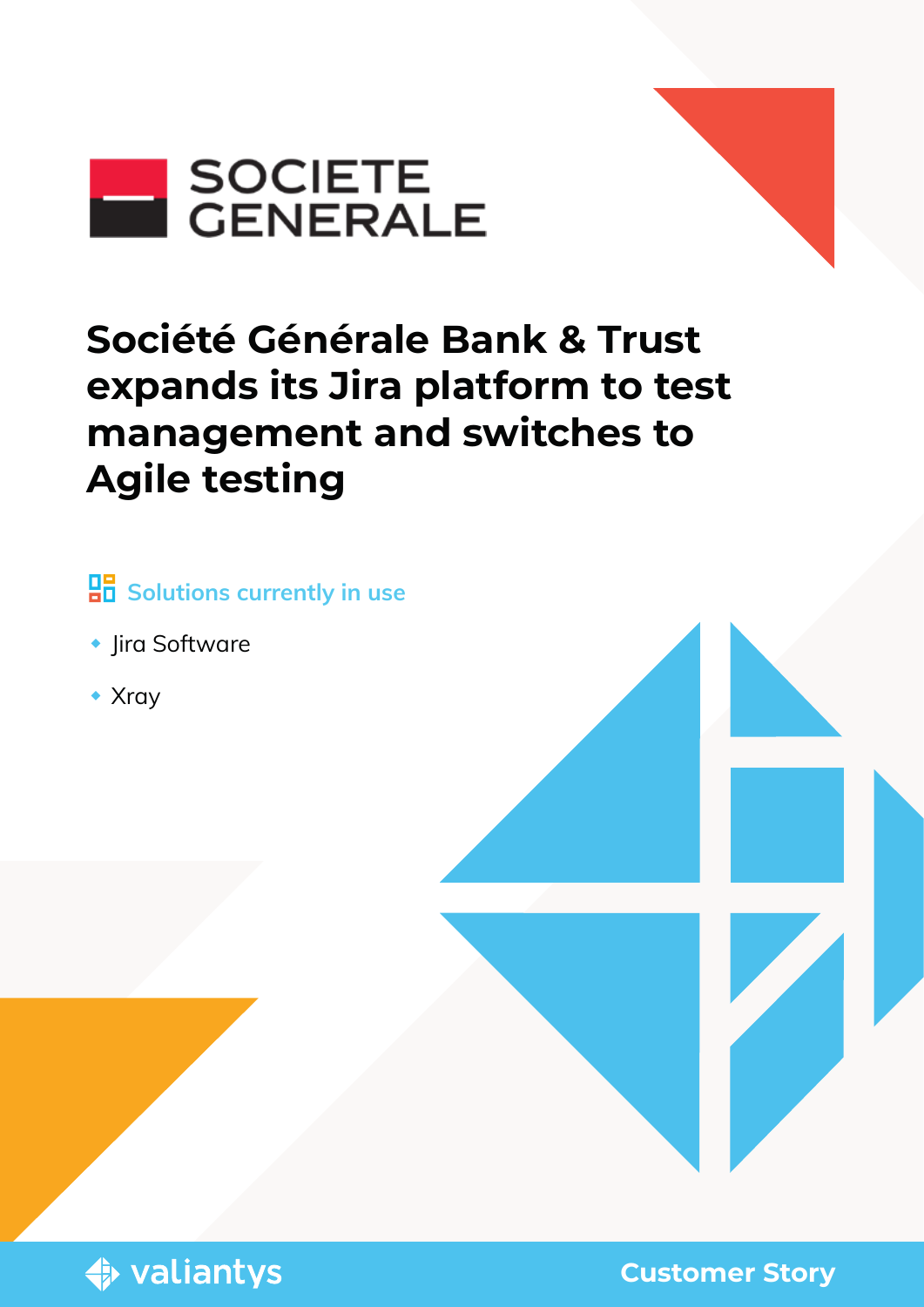SOCIETE GENERALE

# Société Générale Bank & Trust expands its Jira platform to test management and switches to Agile testing

## Solutions currently in use

- Jira Software
- Xray

valiantys

Customer Story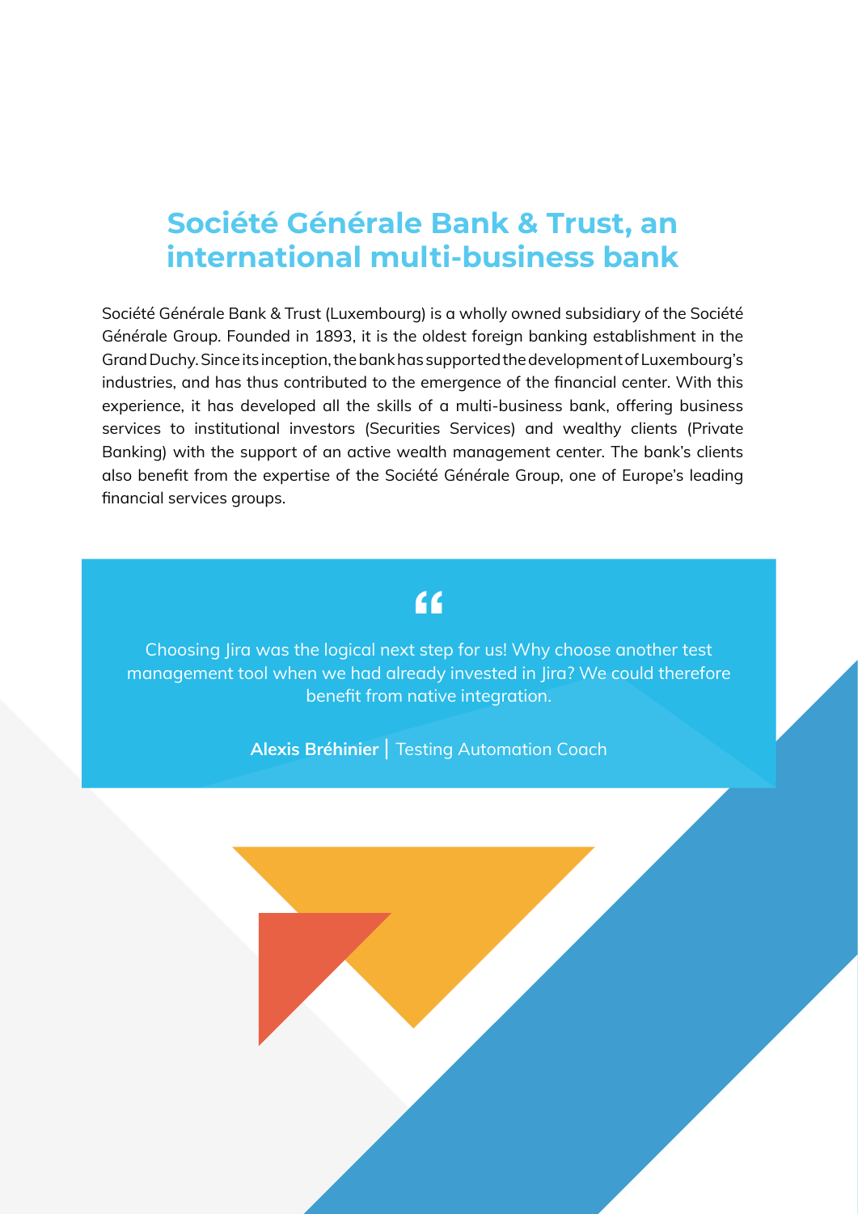## Société Générale Bank & Trust, an international multi-business bank

Société Générale Bank & Trust (Luxembourg) is a wholly owned subsidiary of the Société Générale Group. Founded in 1893, it is the oldest foreign banking establishment in the Grand Duchy. Since its inception, the bank has supported the development of Luxembourg's industries, and has thus contributed to the emergence of the financial center. With this experience, it has developed all the skills of a multi-business bank, offering business services to institutional investors (Securities Services) and wealthy clients (Private Banking) with the support of an active wealth management center. The bank's clients also benefit from the expertise of the Société Générale Group, one of Europe's leading financial services groups.

> Choosing Jira was the logical next step for us! Why choose another test management tool when we had already invested in Jira? We could therefore benefit from native integration.
>
> **Alexis Bréhinier** | Testing Automation Coach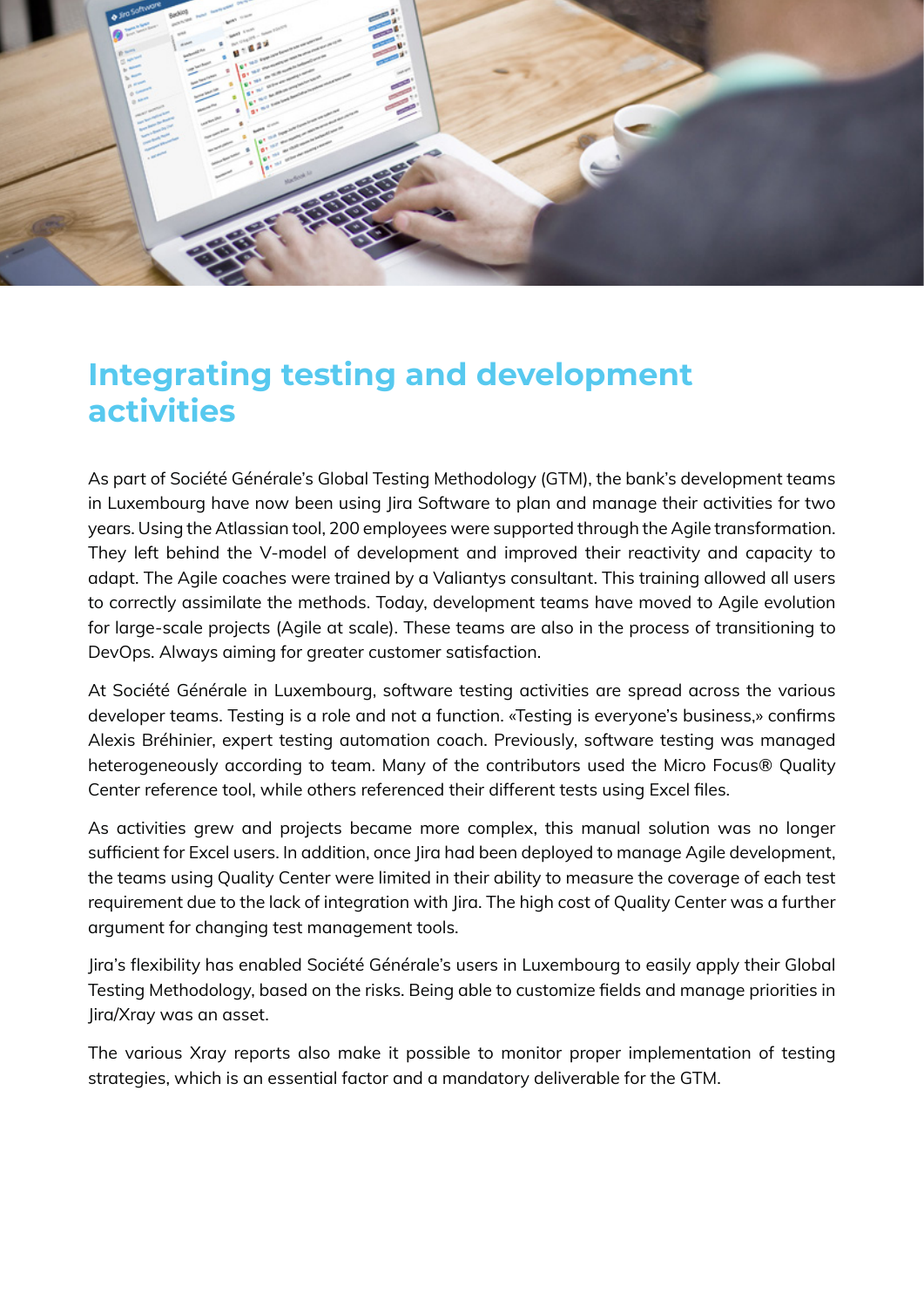# Integrating testing and development activities

As part of Société Générale's Global Testing Methodology (GTM), the bank's development teams in Luxembourg have now been using Jira Software to plan and manage their activities for two years. Using the Atlassian tool, 200 employees were supported through the Agile transformation. They left behind the V-model of development and improved their reactivity and capacity to adapt. The Agile coaches were trained by a Valiantys consultant. This training allowed all users to correctly assimilate the methods. Today, development teams have moved to Agile evolution for large-scale projects (Agile at scale). These teams are also in the process of transitioning to DevOps. Always aiming for greater customer satisfaction.

At Société Générale in Luxembourg, software testing activities are spread across the various developer teams. Testing is a role and not a function. «Testing is everyone's business,» confirms Alexis Bréhinier, expert testing automation coach. Previously, software testing was managed heterogeneously according to team. Many of the contributors used the Micro Focus® Quality Center reference tool, while others referenced their different tests using Excel files.

As activities grew and projects became more complex, this manual solution was no longer sufficient for Excel users. In addition, once Jira had been deployed to manage Agile development, the teams using Quality Center were limited in their ability to measure the coverage of each test requirement due to the lack of integration with Jira. The high cost of Quality Center was a further argument for changing test management tools.

Jira's flexibility has enabled Société Générale's users in Luxembourg to easily apply their Global Testing Methodology, based on the risks. Being able to customize fields and manage priorities in Jira/Xray was an asset.

The various Xray reports also make it possible to monitor proper implementation of testing strategies, which is an essential factor and a mandatory deliverable for the GTM.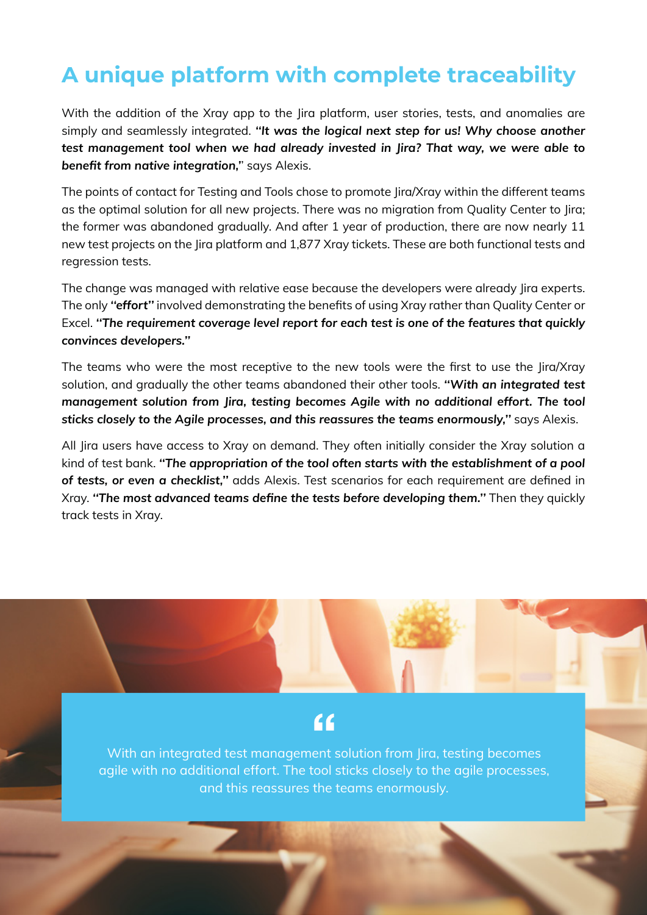# A unique platform with complete traceability

With the addition of the Xray app to the Jira platform, user stories, tests, and anomalies are simply and seamlessly integrated. ***"It was the logical next step for us! Why choose another test management tool when we had already invested in Jira? That way, we were able to benefit from native integration,"*** says Alexis.

The points of contact for Testing and Tools chose to promote Jira/Xray within the different teams as the optimal solution for all new projects. There was no migration from Quality Center to Jira; the former was abandoned gradually. And after 1 year of production, there are now nearly 11 new test projects on the Jira platform and 1,877 Xray tickets. These are both functional tests and regression tests.

The change was managed with relative ease because the developers were already Jira experts. The only ***"effort"*** involved demonstrating the benefits of using Xray rather than Quality Center or Excel. ***"The requirement coverage level report for each test is one of the features that quickly convinces developers."***

The teams who were the most receptive to the new tools were the first to use the Jira/Xray solution, and gradually the other teams abandoned their other tools. ***"With an integrated test management solution from Jira, testing becomes Agile with no additional effort. The tool sticks closely to the Agile processes, and this reassures the teams enormously,"*** says Alexis.

All Jira users have access to Xray on demand. They often initially consider the Xray solution a kind of test bank. ***"The appropriation of the tool often starts with the establishment of a pool of tests, or even a checklist,"*** adds Alexis. Test scenarios for each requirement are defined in Xray. ***"The most advanced teams define the tests before developing them."*** Then they quickly track tests in Xray.

> With an integrated test management solution from Jira, testing becomes agile with no additional effort. The tool sticks closely to the agile processes, and this reassures the teams enormously.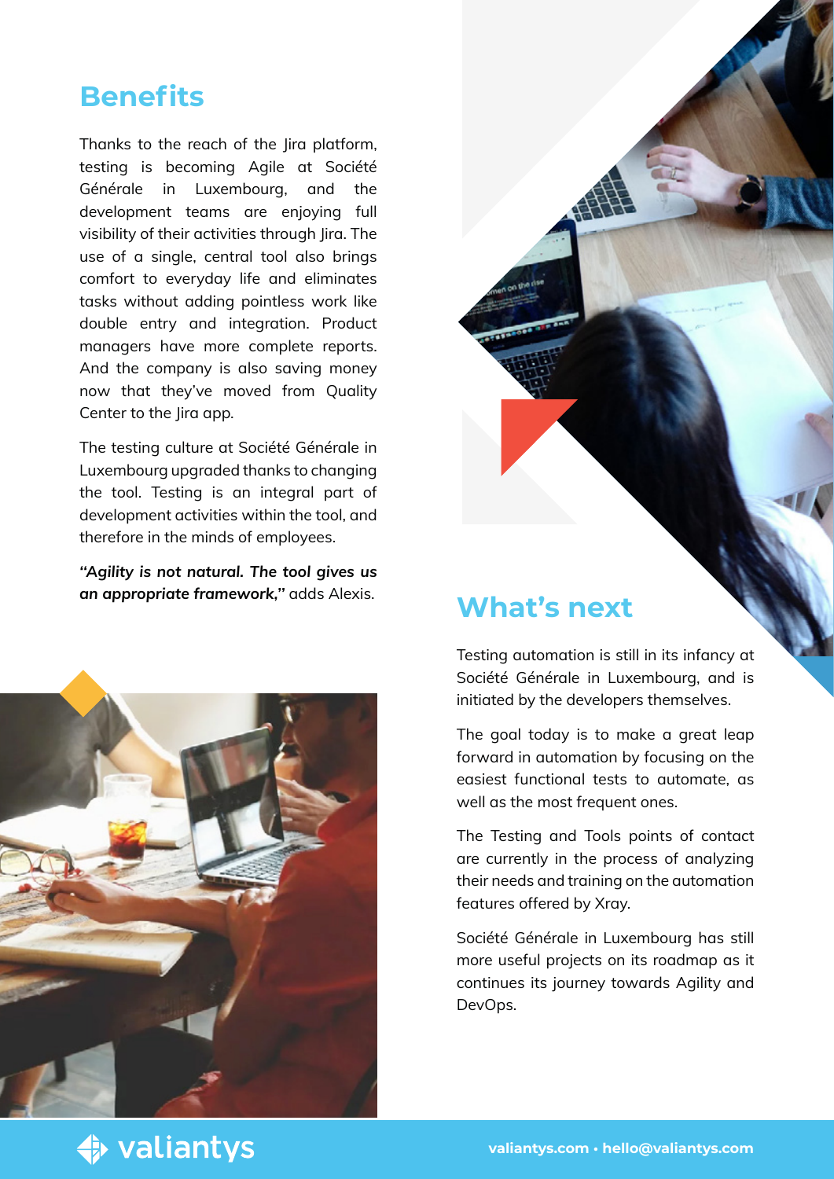## Benefits

Thanks to the reach of the Jira platform, testing is becoming Agile at Société Générale in Luxembourg, and the development teams are enjoying full visibility of their activities through Jira. The use of a single, central tool also brings comfort to everyday life and eliminates tasks without adding pointless work like double entry and integration. Product managers have more complete reports. And the company is also saving money now that they've moved from Quality Center to the Jira app.

The testing culture at Société Générale in Luxembourg upgraded thanks to changing the tool. Testing is an integral part of development activities within the tool, and therefore in the minds of employees.

***"Agility is not natural. The tool gives us an appropriate framework,"*** adds Alexis.

## What's next

Testing automation is still in its infancy at Société Générale in Luxembourg, and is initiated by the developers themselves.

The goal today is to make a great leap forward in automation by focusing on the easiest functional tests to automate, as well as the most frequent ones.

The Testing and Tools points of contact are currently in the process of analyzing their needs and training on the automation features offered by Xray.

Société Générale in Luxembourg has still more useful projects on its roadmap as it continues its journey towards Agility and DevOps.

valiantys

valiantys.com • hello@valiantys.com